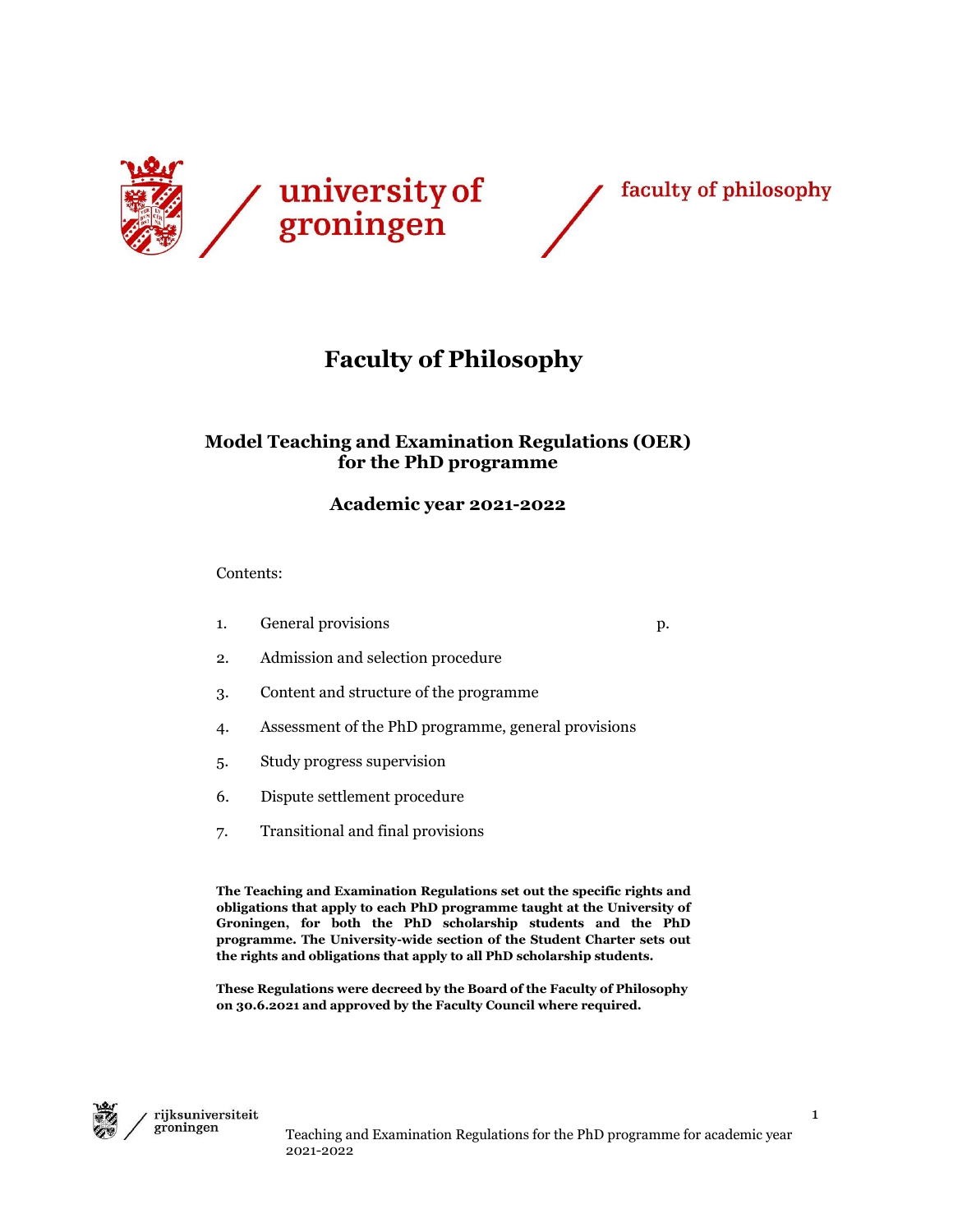university of groningen

faculty of philosophy

# Faculty of Philosophy

## Model Teaching and Examination Regulations (OER) for the PhD programme

## Academic year 2021-2022

Contents:

| | | |
|---|---|---|
| 1. | General provisions | p. |
| 2. | Admission and selection procedure | |
| 3. | Content and structure of the programme | |
| 4. | Assessment of the PhD programme, general provisions | |
| 5. | Study progress supervision | |
| 6. | Dispute settlement procedure | |
| 7. | Transitional and final provisions | |

**The Teaching and Examination Regulations set out the specific rights and obligations that apply to each PhD programme taught at the University of Groningen, for both the PhD scholarship students and the PhD programme. The University-wide section of the Student Charter sets out the rights and obligations that apply to all PhD scholarship students.**

**These Regulations were decreed by the Board of the Faculty of Philosophy on 30.6.2021 and approved by the Faculty Council where required.**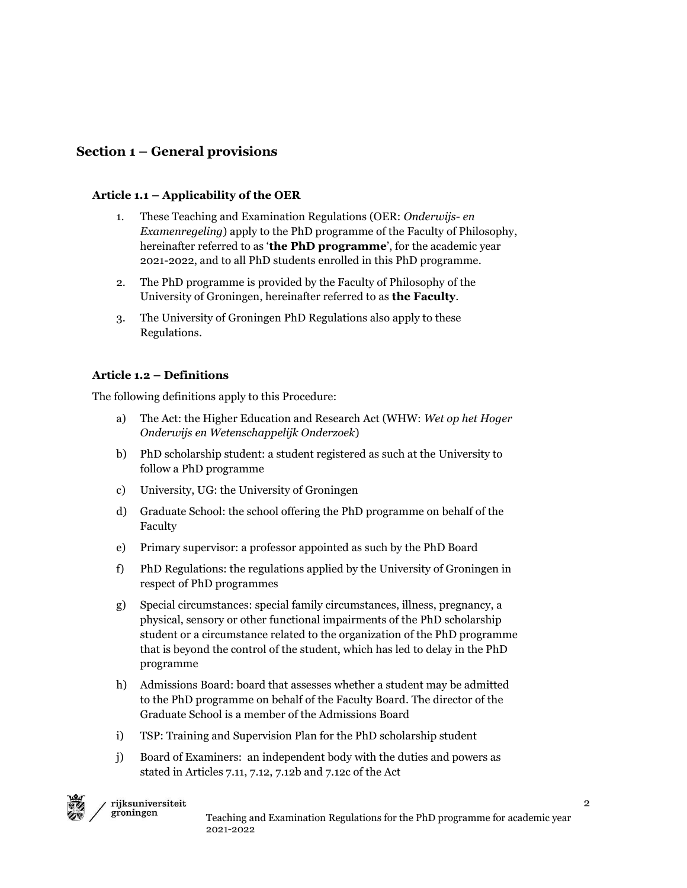## Section 1 – General provisions

### Article 1.1 – Applicability of the OER

1. These Teaching and Examination Regulations (OER: *Onderwijs- en Examenregeling*) apply to the PhD programme of the Faculty of Philosophy, hereinafter referred to as '**the PhD programme**', for the academic year 2021-2022, and to all PhD students enrolled in this PhD programme.
2. The PhD programme is provided by the Faculty of Philosophy of the University of Groningen, hereinafter referred to as **the Faculty**.
3. The University of Groningen PhD Regulations also apply to these Regulations.

### Article 1.2 – Definitions

The following definitions apply to this Procedure:

a) The Act: the Higher Education and Research Act (WHW: *Wet op het Hoger Onderwijs en Wetenschappelijk Onderzoek*)

b) PhD scholarship student: a student registered as such at the University to follow a PhD programme

c) University, UG: the University of Groningen

d) Graduate School: the school offering the PhD programme on behalf of the Faculty

e) Primary supervisor: a professor appointed as such by the PhD Board

f) PhD Regulations: the regulations applied by the University of Groningen in respect of PhD programmes

g) Special circumstances: special family circumstances, illness, pregnancy, a physical, sensory or other functional impairments of the PhD scholarship student or a circumstance related to the organization of the PhD programme that is beyond the control of the student, which has led to delay in the PhD programme

h) Admissions Board: board that assesses whether a student may be admitted to the PhD programme on behalf of the Faculty Board. The director of the Graduate School is a member of the Admissions Board

i) TSP: Training and Supervision Plan for the PhD scholarship student

j) Board of Examiners: an independent body with the duties and powers as stated in Articles 7.11, 7.12, 7.12b and 7.12c of the Act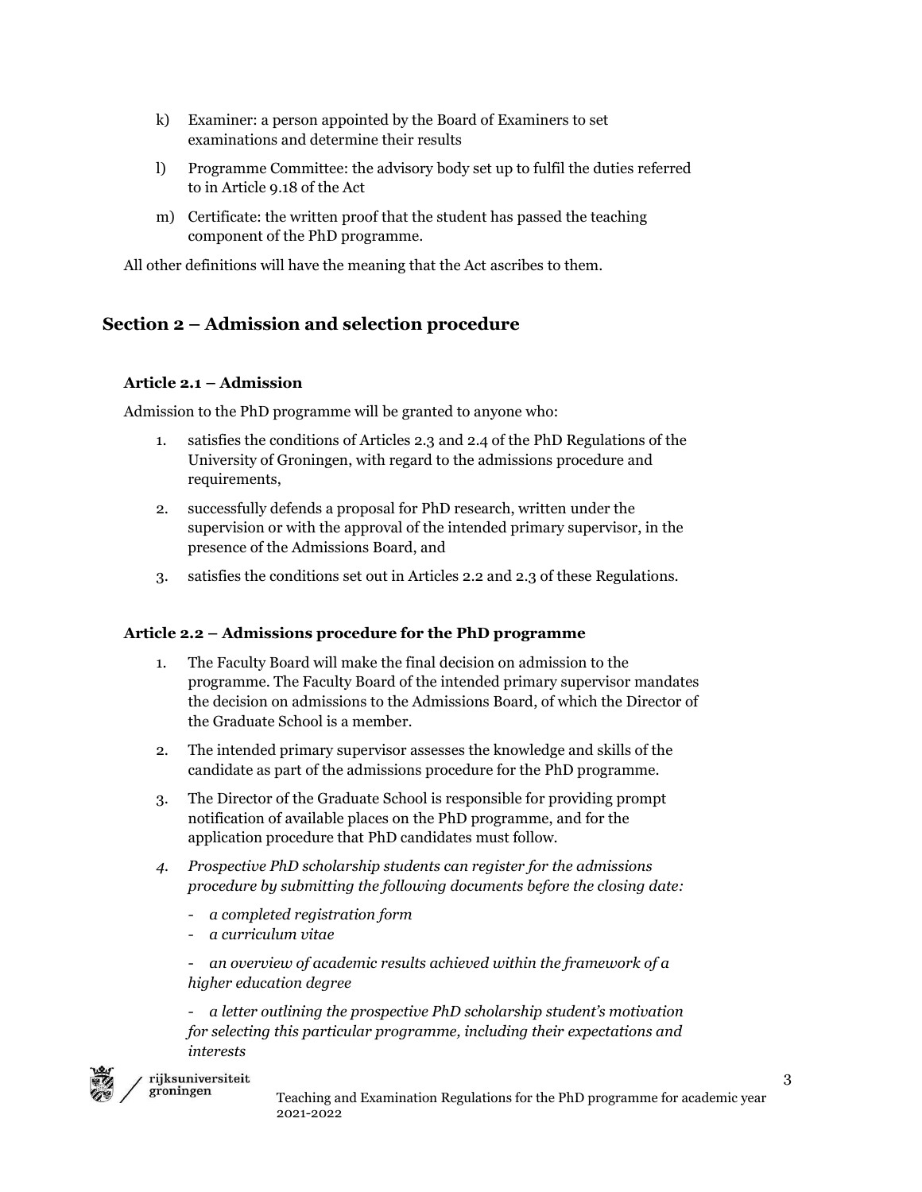k) Examiner: a person appointed by the Board of Examiners to set examinations and determine their results

l) Programme Committee: the advisory body set up to fulfil the duties referred to in Article 9.18 of the Act

m) Certificate: the written proof that the student has passed the teaching component of the PhD programme.

All other definitions will have the meaning that the Act ascribes to them.

## Section 2 – Admission and selection procedure

### Article 2.1 – Admission

Admission to the PhD programme will be granted to anyone who:

1. satisfies the conditions of Articles 2.3 and 2.4 of the PhD Regulations of the University of Groningen, with regard to the admissions procedure and requirements,
2. successfully defends a proposal for PhD research, written under the supervision or with the approval of the intended primary supervisor, in the presence of the Admissions Board, and
3. satisfies the conditions set out in Articles 2.2 and 2.3 of these Regulations.

### Article 2.2 – Admissions procedure for the PhD programme

1. The Faculty Board will make the final decision on admission to the programme. The Faculty Board of the intended primary supervisor mandates the decision on admissions to the Admissions Board, of which the Director of the Graduate School is a member.
2. The intended primary supervisor assesses the knowledge and skills of the candidate as part of the admissions procedure for the PhD programme.
3. The Director of the Graduate School is responsible for providing prompt notification of available places on the PhD programme, and for the application procedure that PhD candidates must follow.
4. *Prospective PhD scholarship students can register for the admissions procedure by submitting the following documents before the closing date:*
   - *a completed registration form*
   - *a curriculum vitae*
   - *an overview of academic results achieved within the framework of a higher education degree*
   - *a letter outlining the prospective PhD scholarship student's motivation for selecting this particular programme, including their expectations and interests*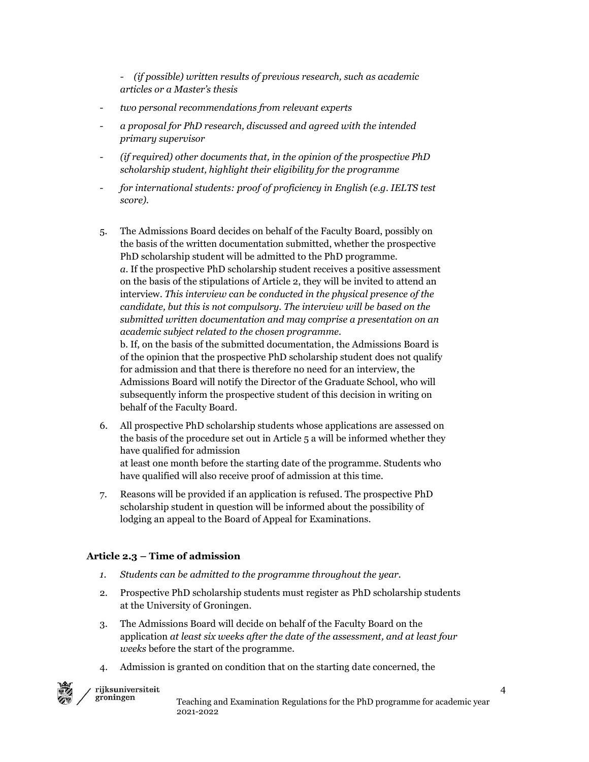- *(if possible) written results of previous research, such as academic articles or a Master's thesis*

- *two personal recommendations from relevant experts*
- *a proposal for PhD research, discussed and agreed with the intended primary supervisor*
- *(if required) other documents that, in the opinion of the prospective PhD scholarship student, highlight their eligibility for the programme*
- *for international students: proof of proficiency in English (e.g. IELTS test score).*

5. The Admissions Board decides on behalf of the Faculty Board, possibly on the basis of the written documentation submitted, whether the prospective PhD scholarship student will be admitted to the PhD programme.
   *a*. If the prospective PhD scholarship student receives a positive assessment on the basis of the stipulations of Article 2, they will be invited to attend an interview. *This interview can be conducted in the physical presence of the candidate, but this is not compulsory. The interview will be based on the submitted written documentation and may comprise a presentation on an academic subject related to the chosen programme.*
   b. If, on the basis of the submitted documentation, the Admissions Board is of the opinion that the prospective PhD scholarship student does not qualify for admission and that there is therefore no need for an interview, the Admissions Board will notify the Director of the Graduate School, who will subsequently inform the prospective student of this decision in writing on behalf of the Faculty Board.
6. All prospective PhD scholarship students whose applications are assessed on the basis of the procedure set out in Article 5 a will be informed whether they have qualified for admission
   at least one month before the starting date of the programme. Students who have qualified will also receive proof of admission at this time.
7. Reasons will be provided if an application is refused. The prospective PhD scholarship student in question will be informed about the possibility of lodging an appeal to the Board of Appeal for Examinations.

### Article 2.3 – Time of admission

1. *Students can be admitted to the programme throughout the year.*
2. Prospective PhD scholarship students must register as PhD scholarship students at the University of Groningen.
3. The Admissions Board will decide on behalf of the Faculty Board on the application *at least six weeks after the date of the assessment, and at least four weeks* before the start of the programme.
4. Admission is granted on condition that on the starting date concerned, the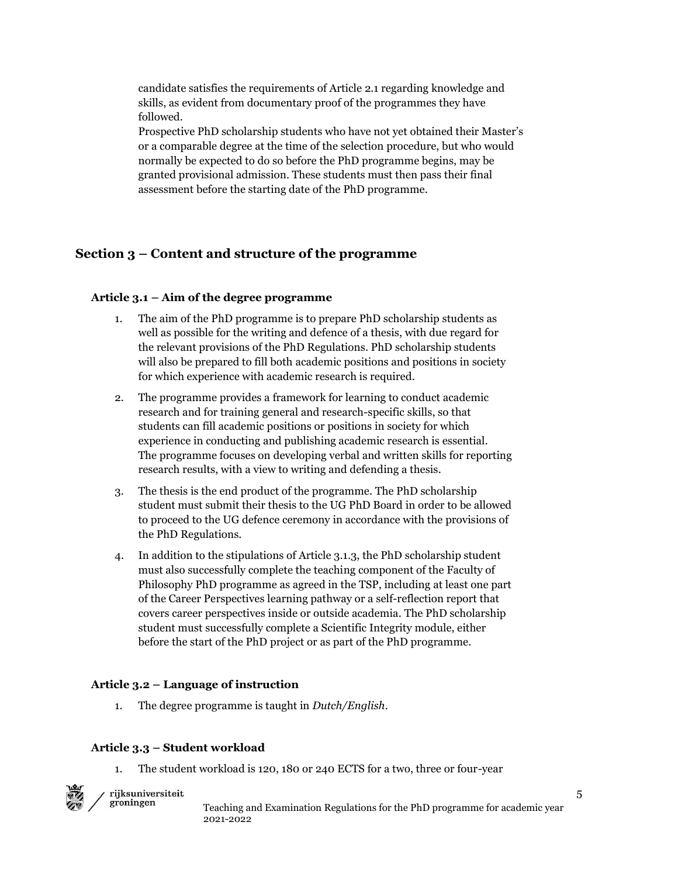candidate satisfies the requirements of Article 2.1 regarding knowledge and skills, as evident from documentary proof of the programmes they have followed.
Prospective PhD scholarship students who have not yet obtained their Master's or a comparable degree at the time of the selection procedure, but who would normally be expected to do so before the PhD programme begins, may be granted provisional admission. These students must then pass their final assessment before the starting date of the PhD programme.

## Section 3 – Content and structure of the programme

### Article 3.1 – Aim of the degree programme

1. The aim of the PhD programme is to prepare PhD scholarship students as well as possible for the writing and defence of a thesis, with due regard for the relevant provisions of the PhD Regulations. PhD scholarship students will also be prepared to fill both academic positions and positions in society for which experience with academic research is required.
2. The programme provides a framework for learning to conduct academic research and for training general and research-specific skills, so that students can fill academic positions or positions in society for which experience in conducting and publishing academic research is essential. The programme focuses on developing verbal and written skills for reporting research results, with a view to writing and defending a thesis.
3. The thesis is the end product of the programme. The PhD scholarship student must submit their thesis to the UG PhD Board in order to be allowed to proceed to the UG defence ceremony in accordance with the provisions of the PhD Regulations.
4. In addition to the stipulations of Article 3.1.3, the PhD scholarship student must also successfully complete the teaching component of the Faculty of Philosophy PhD programme as agreed in the TSP, including at least one part of the Career Perspectives learning pathway or a self-reflection report that covers career perspectives inside or outside academia. The PhD scholarship student must successfully complete a Scientific Integrity module, either before the start of the PhD project or as part of the PhD programme.

### Article 3.2 – Language of instruction

1. The degree programme is taught in *Dutch/English*.

### Article 3.3 – Student workload

1. The student workload is 120, 180 or 240 ECTS for a two, three or four-year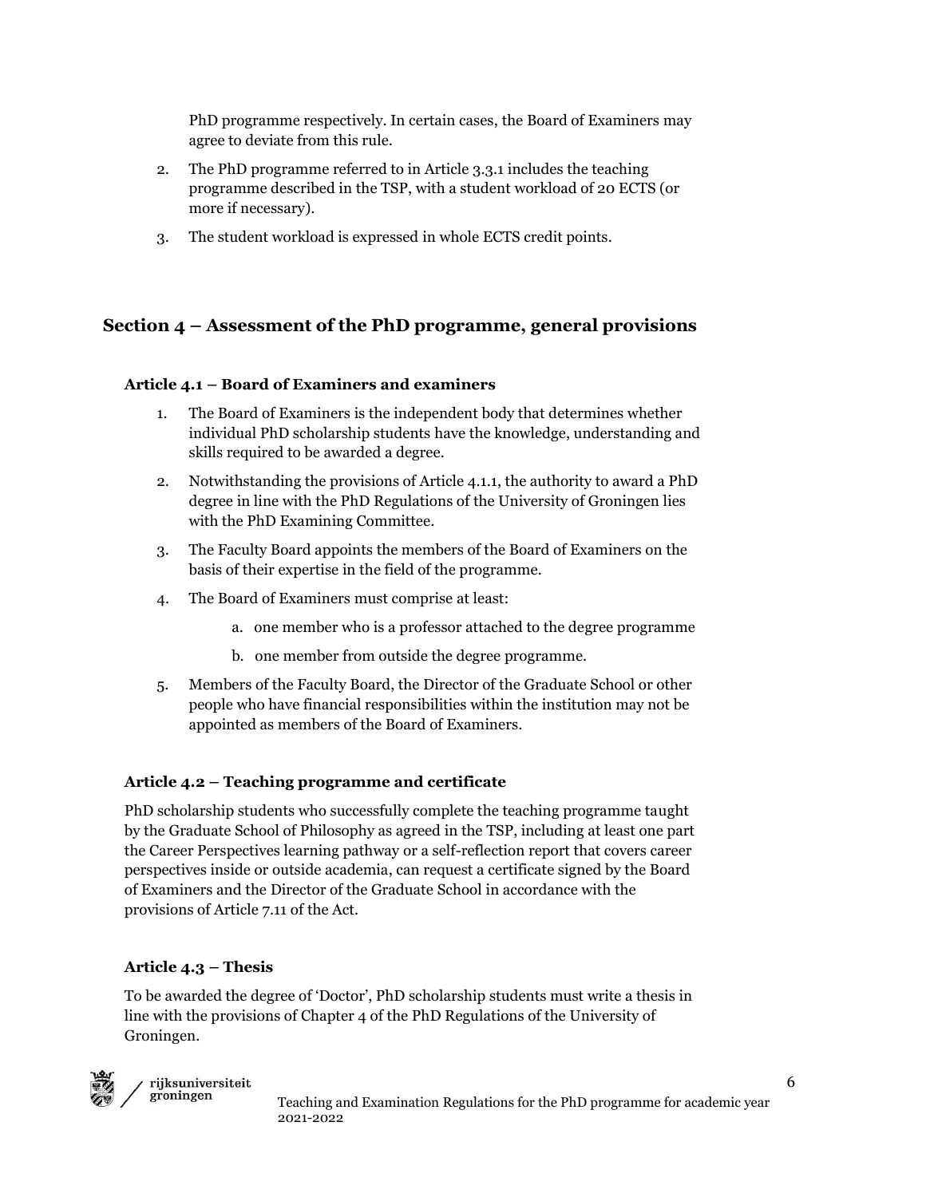PhD programme respectively. In certain cases, the Board of Examiners may agree to deviate from this rule.

2. The PhD programme referred to in Article 3.3.1 includes the teaching programme described in the TSP, with a student workload of 20 ECTS (or more if necessary).
3. The student workload is expressed in whole ECTS credit points.

## Section 4 – Assessment of the PhD programme, general provisions

### Article 4.1 – Board of Examiners and examiners

1. The Board of Examiners is the independent body that determines whether individual PhD scholarship students have the knowledge, understanding and skills required to be awarded a degree.
2. Notwithstanding the provisions of Article 4.1.1, the authority to award a PhD degree in line with the PhD Regulations of the University of Groningen lies with the PhD Examining Committee.
3. The Faculty Board appoints the members of the Board of Examiners on the basis of their expertise in the field of the programme.
4. The Board of Examiners must comprise at least:
    a. one member who is a professor attached to the degree programme
    b. one member from outside the degree programme.
5. Members of the Faculty Board, the Director of the Graduate School or other people who have financial responsibilities within the institution may not be appointed as members of the Board of Examiners.

### Article 4.2 – Teaching programme and certificate

PhD scholarship students who successfully complete the teaching programme taught by the Graduate School of Philosophy as agreed in the TSP, including at least one part the Career Perspectives learning pathway or a self-reflection report that covers career perspectives inside or outside academia, can request a certificate signed by the Board of Examiners and the Director of the Graduate School in accordance with the provisions of Article 7.11 of the Act.

### Article 4.3 – Thesis

To be awarded the degree of 'Doctor', PhD scholarship students must write a thesis in line with the provisions of Chapter 4 of the PhD Regulations of the University of Groningen.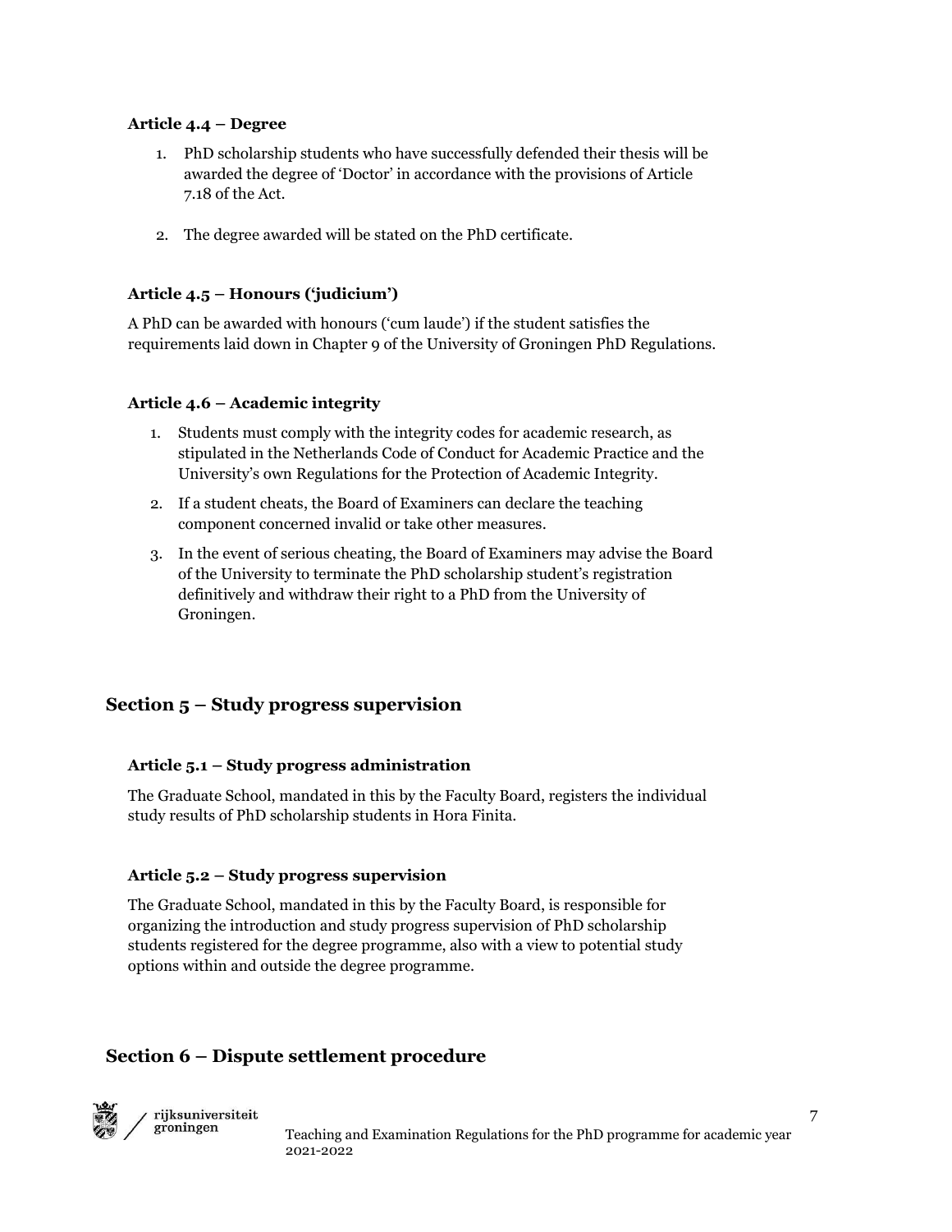### Article 4.4 – Degree

1. PhD scholarship students who have successfully defended their thesis will be awarded the degree of 'Doctor' in accordance with the provisions of Article 7.18 of the Act.

2. The degree awarded will be stated on the PhD certificate.

### Article 4.5 – Honours ('judicium')

A PhD can be awarded with honours ('cum laude') if the student satisfies the requirements laid down in Chapter 9 of the University of Groningen PhD Regulations.

### Article 4.6 – Academic integrity

1. Students must comply with the integrity codes for academic research, as stipulated in the Netherlands Code of Conduct for Academic Practice and the University's own Regulations for the Protection of Academic Integrity.
2. If a student cheats, the Board of Examiners can declare the teaching component concerned invalid or take other measures.
3. In the event of serious cheating, the Board of Examiners may advise the Board of the University to terminate the PhD scholarship student's registration definitively and withdraw their right to a PhD from the University of Groningen.

## Section 5 – Study progress supervision

### Article 5.1 – Study progress administration

The Graduate School, mandated in this by the Faculty Board, registers the individual study results of PhD scholarship students in Hora Finita.

### Article 5.2 – Study progress supervision

The Graduate School, mandated in this by the Faculty Board, is responsible for organizing the introduction and study progress supervision of PhD scholarship students registered for the degree programme, also with a view to potential study options within and outside the degree programme.

## Section 6 – Dispute settlement procedure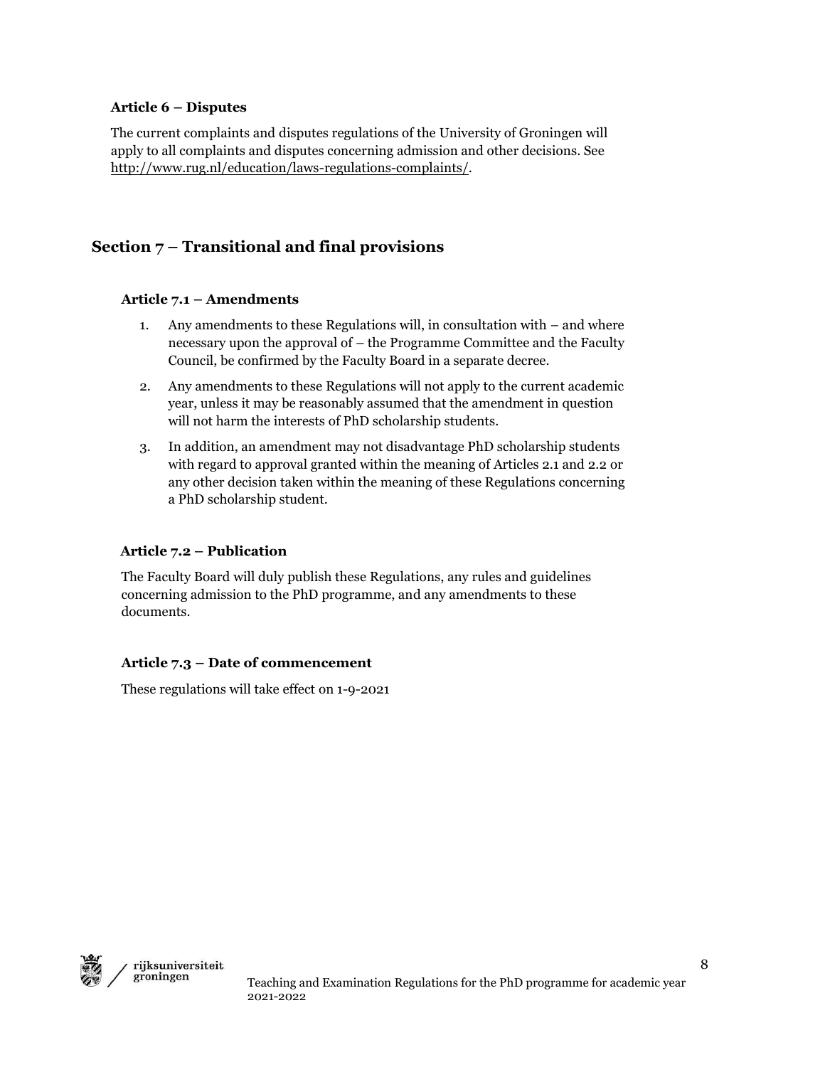### Article 6 – Disputes

The current complaints and disputes regulations of the University of Groningen will apply to all complaints and disputes concerning admission and other decisions. See http://www.rug.nl/education/laws-regulations-complaints/.

## Section 7 – Transitional and final provisions

### Article 7.1 – Amendments

1. Any amendments to these Regulations will, in consultation with – and where necessary upon the approval of – the Programme Committee and the Faculty Council, be confirmed by the Faculty Board in a separate decree.
2. Any amendments to these Regulations will not apply to the current academic year, unless it may be reasonably assumed that the amendment in question will not harm the interests of PhD scholarship students.
3. In addition, an amendment may not disadvantage PhD scholarship students with regard to approval granted within the meaning of Articles 2.1 and 2.2 or any other decision taken within the meaning of these Regulations concerning a PhD scholarship student.

### Article 7.2 – Publication

The Faculty Board will duly publish these Regulations, any rules and guidelines concerning admission to the PhD programme, and any amendments to these documents.

### Article 7.3 – Date of commencement

These regulations will take effect on 1-9-2021